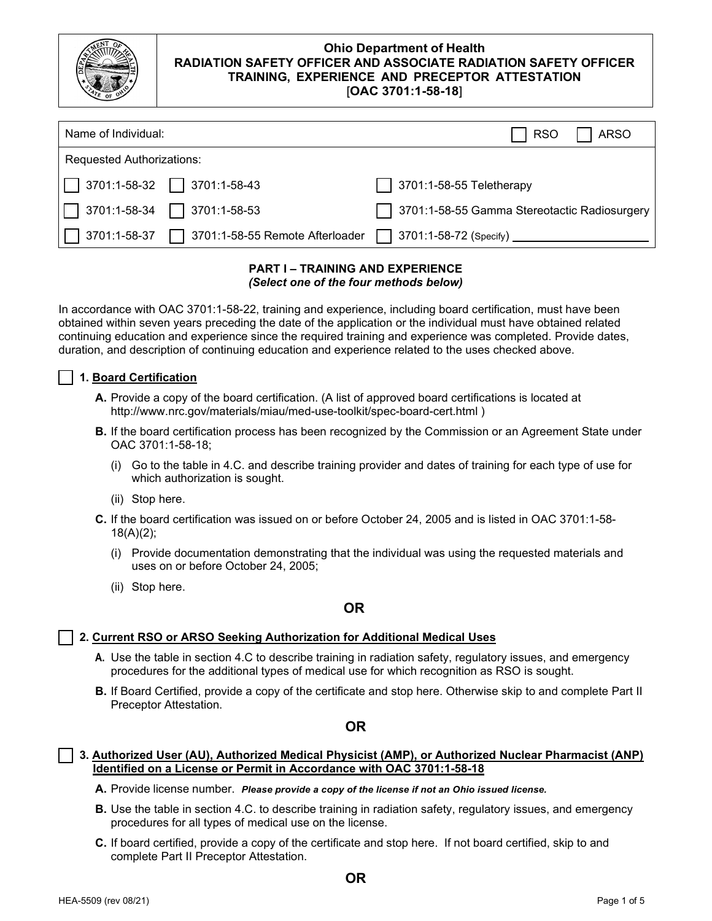# Ohio Department of Health
## RADIATION SAFETY OFFICER AND ASSOCIATE RADIATION SAFETY OFFICER TRAINING, EXPERIENCE AND PRECEPTOR ATTESTATION
**[OAC 3701:1-58-18]**

| Name of Individual: | | ☐ RSO ☐ ARSO |
|---|---|---|
| Requested Authorizations: | | |
| ☐ 3701:1-58-32 ☐ 3701:1-58-43 | | ☐ 3701:1-58-55 Teletherapy |
| ☐ 3701:1-58-34 ☐ 3701:1-58-53 | | ☐ 3701:1-58-55 Gamma Stereotactic Radiosurgery |
| ☐ 3701:1-58-37 ☐ 3701:1-58-55 Remote Afterloader | | ☐ 3701:1-58-72 (Specify) ______________ |

### PART I – TRAINING AND EXPERIENCE
*(Select one of the four methods below)*

In accordance with OAC 3701:1-58-22, training and experience, including board certification, must have been obtained within seven years preceding the date of the application or the individual must have obtained related continuing education and experience since the required training and experience was completed. Provide dates, duration, and description of continuing education and experience related to the uses checked above.

☐ **1. Board Certification**

- **A.** Provide a copy of the board certification. (A list of approved board certifications is located at http://www.nrc.gov/materials/miau/med-use-toolkit/spec-board-cert.html )
- **B.** If the board certification process has been recognized by the Commission or an Agreement State under OAC 3701:1-58-18;
  - (i) Go to the table in 4.C. and describe training provider and dates of training for each type of use for which authorization is sought.
  - (ii) Stop here.
- **C.** If the board certification was issued on or before October 24, 2005 and is listed in OAC 3701:1-58-18(A)(2);
  - (i) Provide documentation demonstrating that the individual was using the requested materials and uses on or before October 24, 2005;
  - (ii) Stop here.

**OR**

☐ **2. Current RSO or ARSO Seeking Authorization for Additional Medical Uses**

- **A.** Use the table in section 4.C to describe training in radiation safety, regulatory issues, and emergency procedures for the additional types of medical use for which recognition as RSO is sought.
- **B.** If Board Certified, provide a copy of the certificate and stop here. Otherwise skip to and complete Part II Preceptor Attestation.

**OR**

☐ **3. Authorized User (AU), Authorized Medical Physicist (AMP), or Authorized Nuclear Pharmacist (ANP) Identified on a License or Permit in Accordance with OAC 3701:1-58-18**

- **A.** Provide license number. ***Please provide a copy of the license if not an Ohio issued license.***
- **B.** Use the table in section 4.C. to describe training in radiation safety, regulatory issues, and emergency procedures for all types of medical use on the license.
- **C.** If board certified, provide a copy of the certificate and stop here. If not board certified, skip to and complete Part II Preceptor Attestation.

**OR**

HEA-5509 (rev 08/21)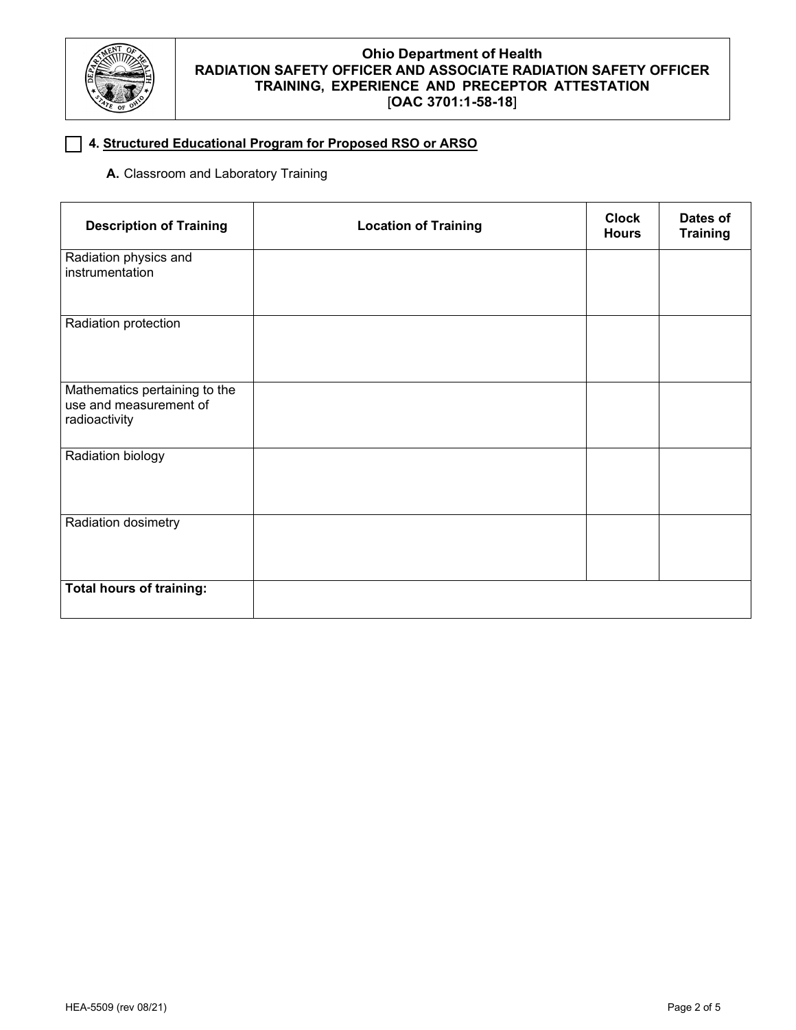# Ohio Department of Health
## RADIATION SAFETY OFFICER AND ASSOCIATE RADIATION SAFETY OFFICER TRAINING, EXPERIENCE AND PRECEPTOR ATTESTATION
### [OAC 3701:1-58-18]

☐ **4. Structured Educational Program for Proposed RSO or ARSO**

**A.** Classroom and Laboratory Training

| Description of Training | Location of Training | Clock Hours | Dates of Training |
| --- | --- | --- | --- |
| Radiation physics and instrumentation | | | |
| Radiation protection | | | |
| Mathematics pertaining to the use and measurement of radioactivity | | | |
| Radiation biology | | | |
| Radiation dosimetry | | | |
| **Total hours of training:** | | | |

HEA-5509 (rev 08/21)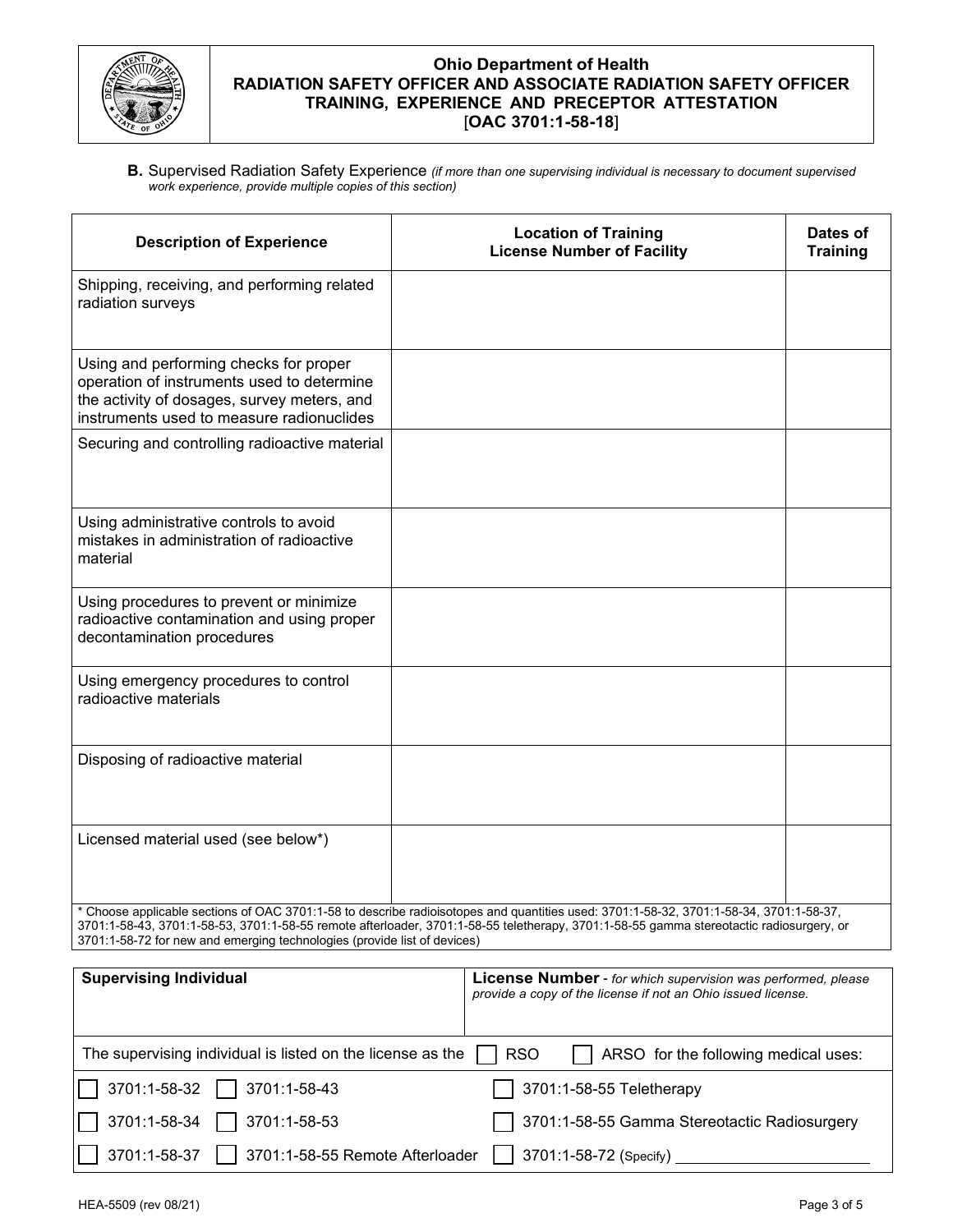**Ohio Department of Health**
**RADIATION SAFETY OFFICER AND ASSOCIATE RADIATION SAFETY OFFICER TRAINING, EXPERIENCE AND PRECEPTOR ATTESTATION**
[**OAC 3701:1-58-18**]

**B.** Supervised Radiation Safety Experience *(if more than one supervising individual is necessary to document supervised work experience, provide multiple copies of this section)*

| Description of Experience | Location of Training<br>License Number of Facility | Dates of Training |
|---|---|---|
| Shipping, receiving, and performing related radiation surveys | | |
| Using and performing checks for proper operation of instruments used to determine the activity of dosages, survey meters, and instruments used to measure radionuclides | | |
| Securing and controlling radioactive material | | |
| Using administrative controls to avoid mistakes in administration of radioactive material | | |
| Using procedures to prevent or minimize radioactive contamination and using proper decontamination procedures | | |
| Using emergency procedures to control radioactive materials | | |
| Disposing of radioactive material | | |
| Licensed material used (see below*) | | |

* Choose applicable sections of OAC 3701:1-58 to describe radioisotopes and quantities used: 3701:1-58-32, 3701:1-58-34, 3701:1-58-37, 3701:1-58-43, 3701:1-58-53, 3701:1-58-55 remote afterloader, 3701:1-58-55 teletherapy, 3701:1-58-55 gamma stereotactic radiosurgery, or 3701:1-58-72 for new and emerging technologies (provide list of devices)

| Supervising Individual | License Number - *for which supervision was performed, please provide a copy of the license if not an Ohio issued license.* |
|---|---|
| | |

The supervising individual is listed on the license as the ☐ RSO ☐ ARSO for the following medical uses:

- ☐ 3701:1-58-32 ☐ 3701:1-58-43 ☐ 3701:1-58-55 Teletherapy
- ☐ 3701:1-58-34 ☐ 3701:1-58-53 ☐ 3701:1-58-55 Gamma Stereotactic Radiosurgery
- ☐ 3701:1-58-37 ☐ 3701:1-58-55 Remote Afterloader ☐ 3701:1-58-72 (Specify) ____________________

HEA-5509 (rev 08/21)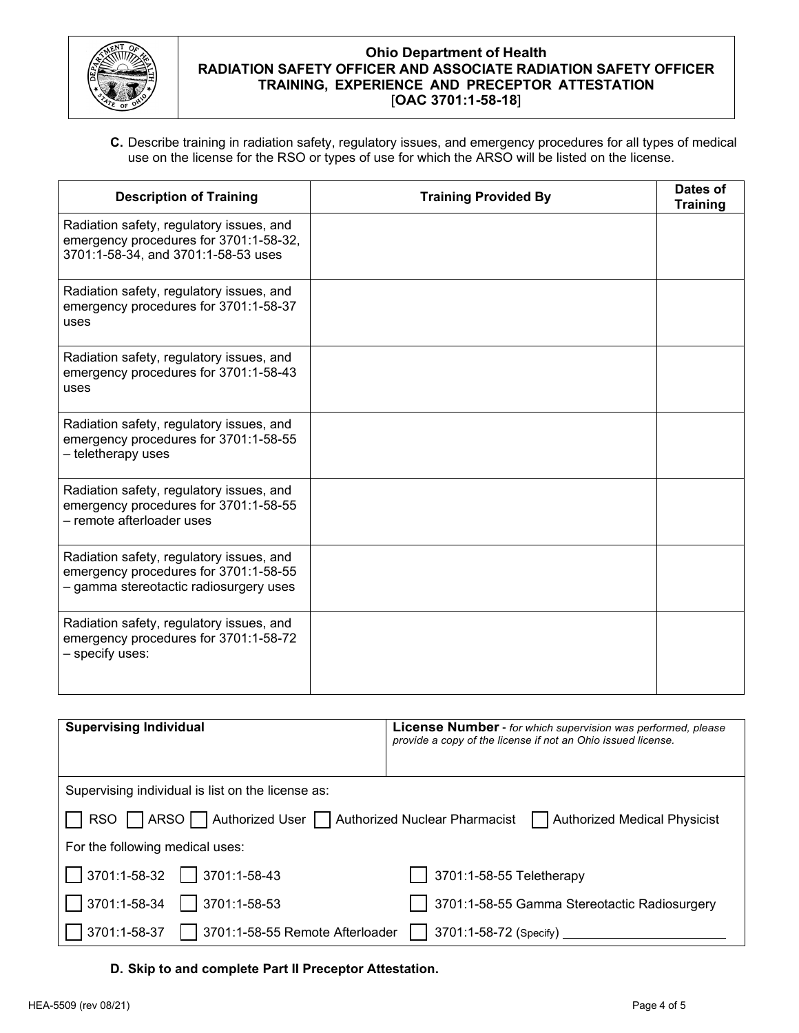**Ohio Department of Health**
**RADIATION SAFETY OFFICER AND ASSOCIATE RADIATION SAFETY OFFICER TRAINING, EXPERIENCE AND PRECEPTOR ATTESTATION**
[**OAC 3701:1-58-18**]

**C.** Describe training in radiation safety, regulatory issues, and emergency procedures for all types of medical use on the license for the RSO or types of use for which the ARSO will be listed on the license.

| Description of Training | Training Provided By | Dates of Training |
|---|---|---|
| Radiation safety, regulatory issues, and emergency procedures for 3701:1-58-32, 3701:1-58-34, and 3701:1-58-53 uses | | |
| Radiation safety, regulatory issues, and emergency procedures for 3701:1-58-37 uses | | |
| Radiation safety, regulatory issues, and emergency procedures for 3701:1-58-43 uses | | |
| Radiation safety, regulatory issues, and emergency procedures for 3701:1-58-55 – teletherapy uses | | |
| Radiation safety, regulatory issues, and emergency procedures for 3701:1-58-55 – remote afterloader uses | | |
| Radiation safety, regulatory issues, and emergency procedures for 3701:1-58-55 – gamma stereotactic radiosurgery uses | | |
| Radiation safety, regulatory issues, and emergency procedures for 3701:1-58-72 – specify uses: | | |

| **Supervising Individual** | **License Number** - *for which supervision was performed, please provide a copy of the license if not an Ohio issued license.* |
|---|---|
| | |

Supervising individual is list on the license as:

☐ RSO ☐ ARSO ☐ Authorized User ☐ Authorized Nuclear Pharmacist ☐ Authorized Medical Physicist

For the following medical uses:

☐ 3701:1-58-32 ☐ 3701:1-58-43 ☐ 3701:1-58-55 Teletherapy

☐ 3701:1-58-34 ☐ 3701:1-58-53 ☐ 3701:1-58-55 Gamma Stereotactic Radiosurgery

☐ 3701:1-58-37 ☐ 3701:1-58-55 Remote Afterloader ☐ 3701:1-58-72 (Specify) ____________________

**D. Skip to and complete Part II Preceptor Attestation.**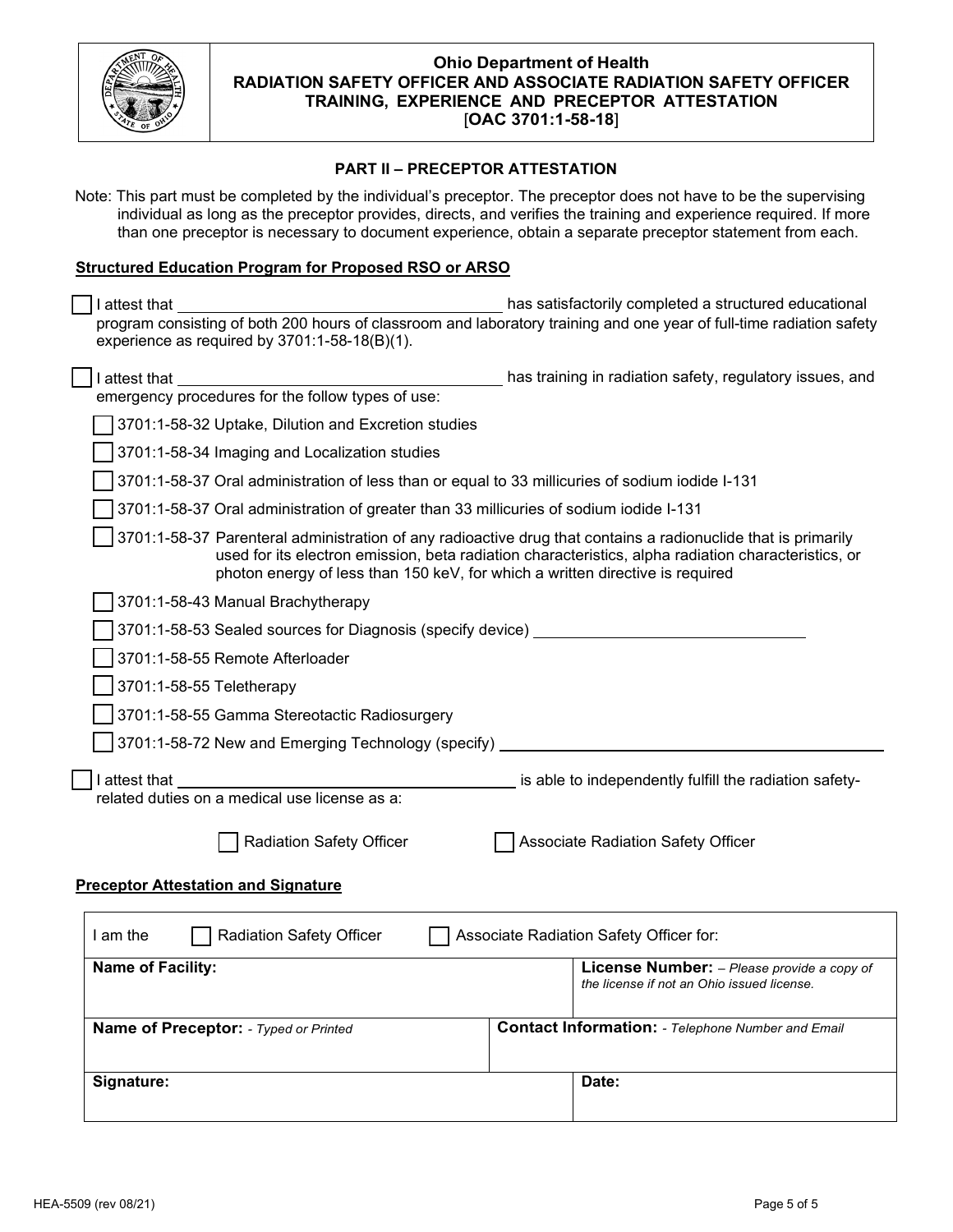# Ohio Department of Health
## RADIATION SAFETY OFFICER AND ASSOCIATE RADIATION SAFETY OFFICER TRAINING, EXPERIENCE AND PRECEPTOR ATTESTATION
### [OAC 3701:1-58-18]

### PART II – PRECEPTOR ATTESTATION

Note: This part must be completed by the individual's preceptor. The preceptor does not have to be the supervising individual as long as the preceptor provides, directs, and verifies the training and experience required. If more than one preceptor is necessary to document experience, obtain a separate preceptor statement from each.

**Structured Education Program for Proposed RSO or ARSO**

☐ I attest that ______________________________ has satisfactorily completed a structured educational program consisting of both 200 hours of classroom and laboratory training and one year of full-time radiation safety experience as required by 3701:1-58-18(B)(1).

☐ I attest that ______________________________ has training in radiation safety, regulatory issues, and emergency procedures for the follow types of use:

- ☐ 3701:1-58-32 Uptake, Dilution and Excretion studies
- ☐ 3701:1-58-34 Imaging and Localization studies
- ☐ 3701:1-58-37 Oral administration of less than or equal to 33 millicuries of sodium iodide I-131
- ☐ 3701:1-58-37 Oral administration of greater than 33 millicuries of sodium iodide I-131
- ☐ 3701:1-58-37 Parenteral administration of any radioactive drug that contains a radionuclide that is primarily used for its electron emission, beta radiation characteristics, alpha radiation characteristics, or photon energy of less than 150 keV, for which a written directive is required
- ☐ 3701:1-58-43 Manual Brachytherapy
- ☐ 3701:1-58-53 Sealed sources for Diagnosis (specify device) ______________________________
- ☐ 3701:1-58-55 Remote Afterloader
- ☐ 3701:1-58-55 Teletherapy
- ☐ 3701:1-58-55 Gamma Stereotactic Radiosurgery
- ☐ 3701:1-58-72 New and Emerging Technology (specify) ______________________________

☐ I attest that ______________________________ is able to independently fulfill the radiation safety-related duties on a medical use license as a:

☐ Radiation Safety Officer ☐ Associate Radiation Safety Officer

**Preceptor Attestation and Signature**

I am the ☐ Radiation Safety Officer ☐ Associate Radiation Safety Officer for:

| | |
|---|---|
| **Name of Facility:** | **License Number:** – *Please provide a copy of the license if not an Ohio issued license.* |
| **Name of Preceptor:** - *Typed or Printed* | **Contact Information:** - *Telephone Number and Email* |
| **Signature:** | **Date:** |

HEA-5509 (rev 08/21)